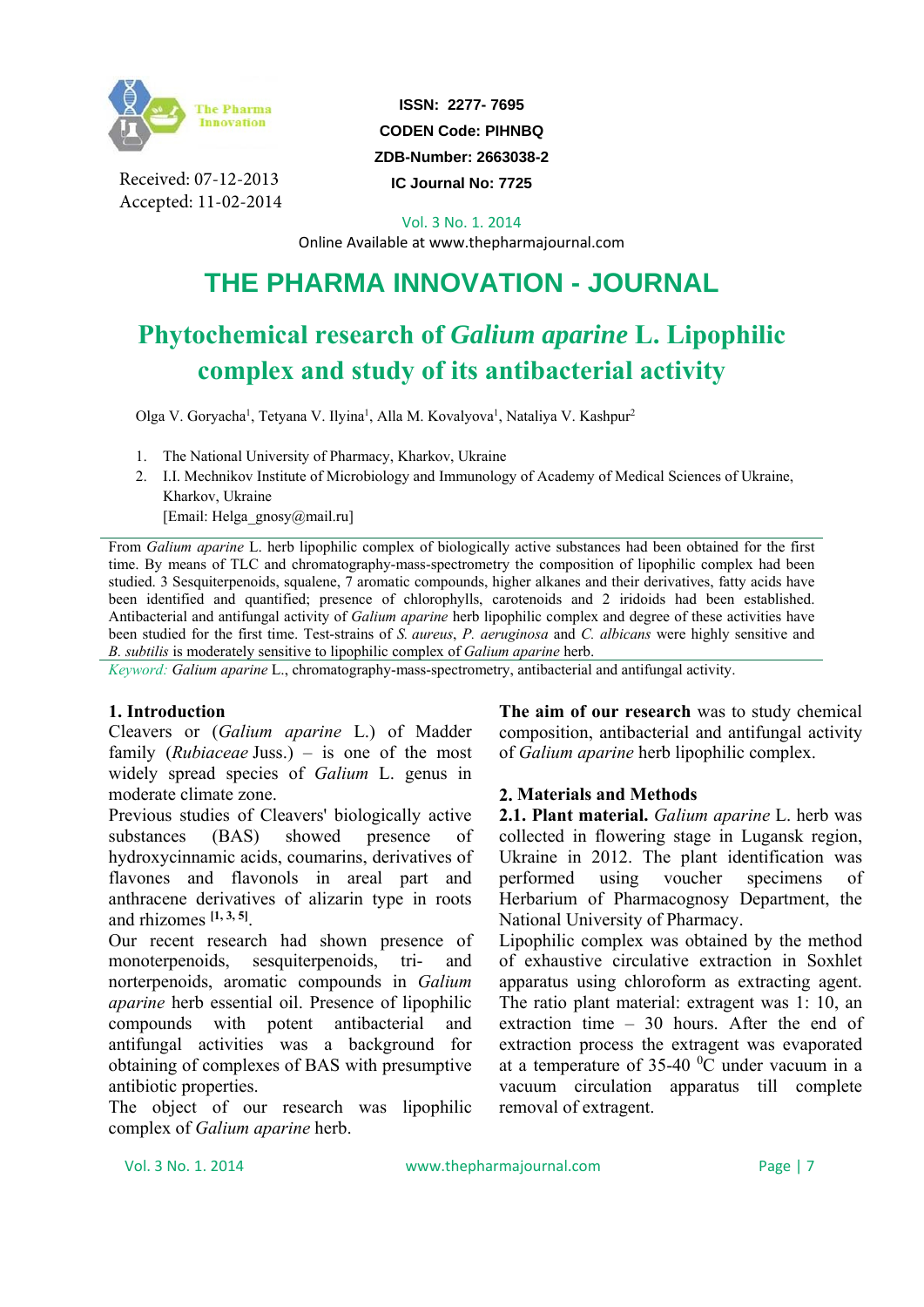Received: 07-12-2013
Accepted: 11-02-2014

**ISSN: 2277- 7695**
**CODEN Code: PIHNBQ**
**ZDB-Number: 2663038-2**
**IC Journal No: 7725**

Vol. 3 No. 1. 2014
Online Available at www.thepharmajournal.com

# THE PHARMA INNOVATION - JOURNAL

# Phytochemical research of *Galium aparine* L. Lipophilic complex and study of its antibacterial activity

Olga V. Goryacha[1], Tetyana V. Ilyina[1], Alla M. Kovalyova[1], Nataliya V. Kashpur[2]

1. The National University of Pharmacy, Kharkov, Ukraine
2. I.I. Mechnikov Institute of Microbiology and Immunology of Academy of Medical Sciences of Ukraine, Kharkov, Ukraine
   [Email: Helga_gnosy@mail.ru]

From *Galium aparine* L. herb lipophilic complex of biologically active substances had been obtained for the first time. By means of TLC and chromatography-mass-spectrometry the composition of lipophilic complex had been studied. 3 Sesquiterpenoids, squalene, 7 aromatic compounds, higher alkanes and their derivatives, fatty acids have been identified and quantified; presence of chlorophylls, carotenoids and 2 iridoids had been established. Antibacterial and antifungal activity of *Galium aparine* herb lipophilic complex and degree of these activities have been studied for the first time. Test-strains of *S. aureus*, *P. aeruginosa* and *C. albicans* were highly sensitive and *B. subtilis* is moderately sensitive to lipophilic complex of *Galium aparine* herb.

*Keyword:* *Galium aparine* L., chromatography-mass-spectrometry, antibacterial and antifungal activity.

## 1. Introduction

Cleavers or (*Galium aparine* L.) of Madder family (*Rubiaceae* Juss.) – is one of the most widely spread species of *Galium* L. genus in moderate climate zone.

Previous studies of Cleavers' biologically active substances (BAS) showed presence of hydroxycinnamic acids, coumarins, derivatives of flavones and flavonols in areal part and anthracene derivatives of alizarin type in roots and rhizomes [1, 3, 5].

Our recent research had shown presence of monoterpenoids, sesquiterpenoids, tri- and norterpenoids, aromatic compounds in *Galium aparine* herb essential oil. Presence of lipophilic compounds with potent antibacterial and antifungal activities was a background for obtaining of complexes of BAS with presumptive antibiotic properties.

The object of our research was lipophilic complex of *Galium aparine* herb.

**The aim of our research** was to study chemical composition, antibacterial and antifungal activity of *Galium aparine* herb lipophilic complex.

## 2. Materials and Methods

**2.1. Plant material.** *Galium aparine* L. herb was collected in flowering stage in Lugansk region, Ukraine in 2012. The plant identification was performed using voucher specimens of Herbarium of Pharmacognosy Department, the National University of Pharmacy.

Lipophilic complex was obtained by the method of exhaustive circulative extraction in Soxhlet apparatus using chloroform as extracting agent. The ratio plant material: extragent was 1: 10, an extraction time – 30 hours. After the end of extraction process the extragent was evaporated at a temperature of 35-40 $^{0}$C under vacuum in a vacuum circulation apparatus till complete removal of extragent.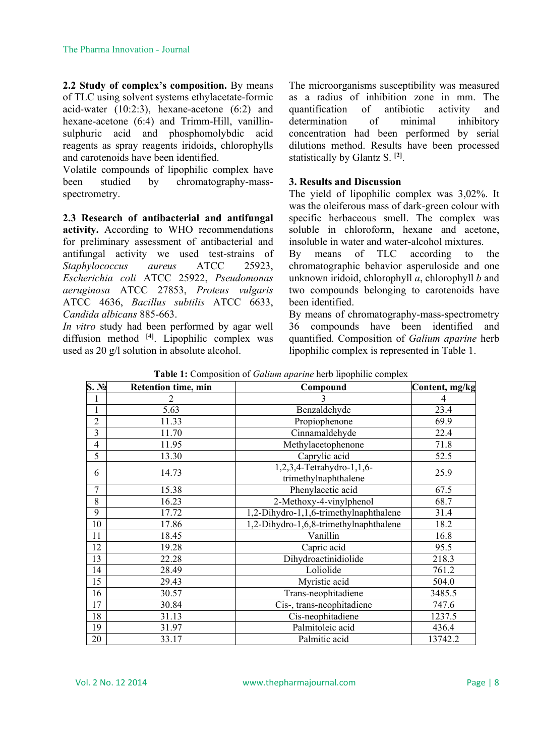**2.2 Study of complex's composition.** By means of TLC using solvent systems ethylacetate-formic acid-water (10:2:3), hexane-acetone (6:2) and hexane-acetone (6:4) and Trimm-Hill, vanillin-sulphuric acid and phosphomolybdic acid reagents as spray reagents iridoids, chlorophylls and carotenoids have been identified.

Volatile compounds of lipophilic complex have been studied by chromatography-mass-spectrometry.

**2.3 Research of antibacterial and antifungal activity.** According to WHO recommendations for preliminary assessment of antibacterial and antifungal activity we used test-strains of *Staphylococcus aureus* ATCC 25923, *Escherichia coli* ATCC 25922, *Pseudomonas aeruginosa* ATCC 27853, *Proteus vulgaris* ATCC 4636, *Bacillus subtilis* ATCC 6633, *Candida albicans* 885-663.

*In vitro* study had been performed by agar well diffusion method [4]. Lipophilic complex was used as 20 g/l solution in absolute alcohol.

The microorganisms susceptibility was measured as a radius of inhibition zone in mm. The quantification of antibiotic activity and determination of minimal inhibitory concentration had been performed by serial dilutions method. Results have been processed statistically by Glantz S. [2].

## 3. Results and Discussion

The yield of lipophilic complex was 3,02%. It was the oleiferous mass of dark-green colour with specific herbaceous smell. The complex was soluble in chloroform, hexane and acetone, insoluble in water and water-alcohol mixtures.

By means of TLC according to the chromatographic behavior asperuloside and one unknown iridoid, chlorophyll *a*, chlorophyll *b* and two compounds belonging to carotenoids have been identified.

By means of chromatography-mass-spectrometry 36 compounds have been identified and quantified. Composition of *Galium aparine* herb lipophilic complex is represented in Table 1.

**Table 1:** Composition of *Galium aparine* herb lipophilic complex

| S. № | Retention time, min | Compound | Content, mg/kg |
|---|---|---|---|
| 1 | 2 | 3 | 4 |
| 1 | 5.63 | Benzaldehyde | 23.4 |
| 2 | 11.33 | Propiophenone | 69.9 |
| 3 | 11.70 | Cinnamaldehyde | 22.4 |
| 4 | 11.95 | Methylacetophenone | 71.8 |
| 5 | 13.30 | Caprylic acid | 52.5 |
| 6 | 14.73 | 1,2,3,4-Tetrahydro-1,1,6-trimethylnaphthalene | 25.9 |
| 7 | 15.38 | Phenylacetic acid | 67.5 |
| 8 | 16.23 | 2-Methoxy-4-vinylphenol | 68.7 |
| 9 | 17.72 | 1,2-Dihydro-1,1,6-trimethylnaphthalene | 31.4 |
| 10 | 17.86 | 1,2-Dihydro-1,6,8-trimethylnaphthalene | 18.2 |
| 11 | 18.45 | Vanillin | 16.8 |
| 12 | 19.28 | Capric acid | 95.5 |
| 13 | 22.28 | Dihydroactinidiolide | 218.3 |
| 14 | 28.49 | Loliolide | 761.2 |
| 15 | 29.43 | Myristic acid | 504.0 |
| 16 | 30.57 | Trans-neophitadiene | 3485.5 |
| 17 | 30.84 | Cis-, trans-neophitadiene | 747.6 |
| 18 | 31.13 | Cis-neophitadiene | 1237.5 |
| 19 | 31.97 | Palmitoleic acid | 436.4 |
| 20 | 33.17 | Palmitic acid | 13742.2 |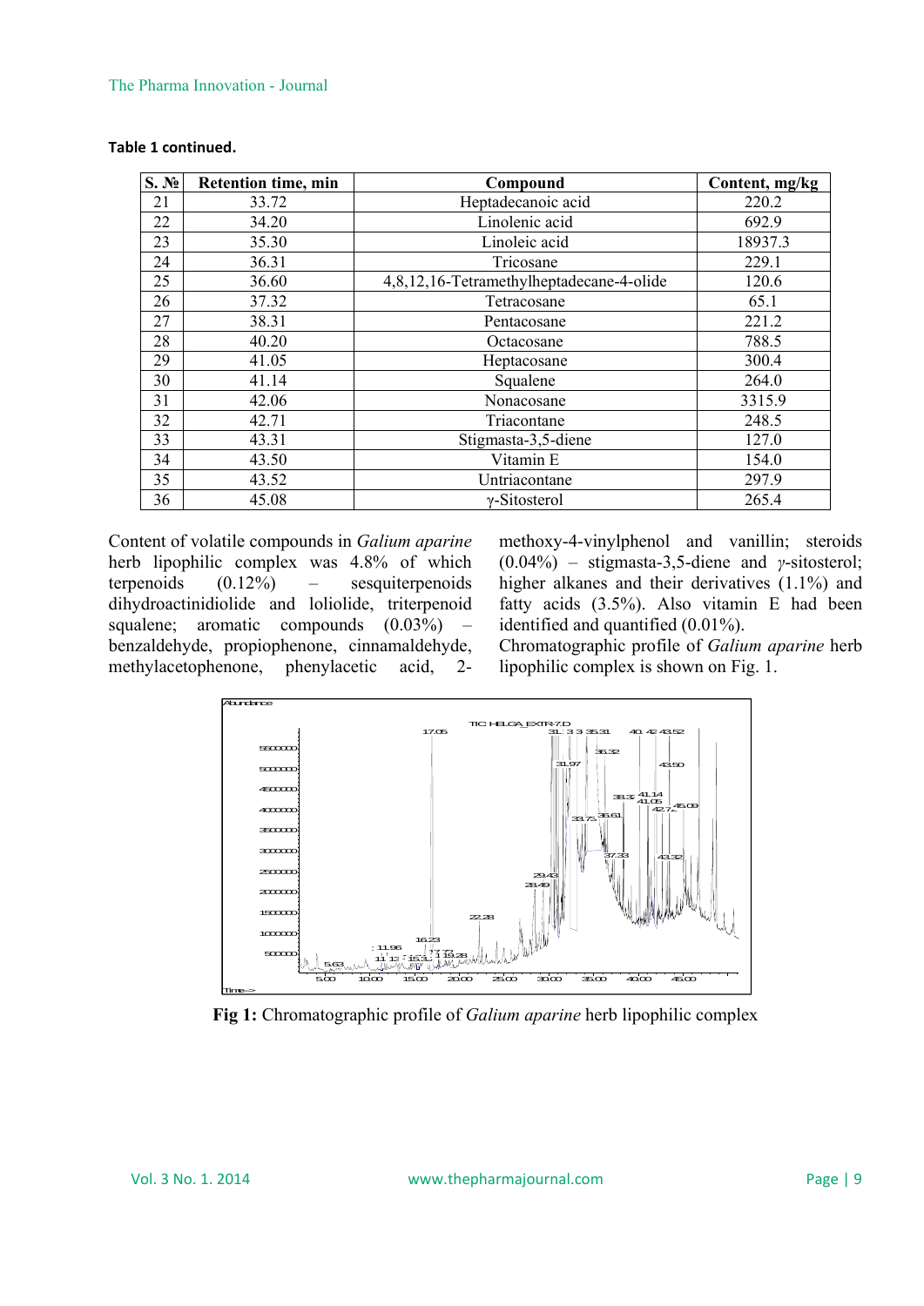**Table 1 continued.**

| S. № | Retention time, min | Compound | Content, mg/kg |
|---|---|---|---|
| 21 | 33.72 | Heptadecanoic acid | 220.2 |
| 22 | 34.20 | Linolenic acid | 692.9 |
| 23 | 35.30 | Linoleic acid | 18937.3 |
| 24 | 36.31 | Tricosane | 229.1 |
| 25 | 36.60 | 4,8,12,16-Tetramethylheptadecane-4-olide | 120.6 |
| 26 | 37.32 | Tetracosane | 65.1 |
| 27 | 38.31 | Pentacosane | 221.2 |
| 28 | 40.20 | Octacosane | 788.5 |
| 29 | 41.05 | Heptacosane | 300.4 |
| 30 | 41.14 | Squalene | 264.0 |
| 31 | 42.06 | Nonacosane | 3315.9 |
| 32 | 42.71 | Triacontane | 248.5 |
| 33 | 43.31 | Stigmasta-3,5-diene | 127.0 |
| 34 | 43.50 | Vitamin E | 154.0 |
| 35 | 43.52 | Untriacontane | 297.9 |
| 36 | 45.08 | γ-Sitosterol | 265.4 |

Content of volatile compounds in *Galium aparine* herb lipophilic complex was 4.8% of which terpenoids (0.12%) – sesquiterpenoids dihydroactinidiolide and loliolide, triterpenoid squalene; aromatic compounds (0.03%) – benzaldehyde, propiophenone, cinnamaldehyde, methylacetophenone, phenylacetic acid, 2-methoxy-4-vinylphenol and vanillin; steroids (0.04%) – stigmasta-3,5-diene and *γ*-sitosterol; higher alkanes and their derivatives (1.1%) and fatty acids (3.5%). Also vitamin E had been identified and quantified (0.01%).

Chromatographic profile of *Galium aparine* herb lipophilic complex is shown on Fig. 1.

**Fig 1:** Chromatographic profile of *Galium aparine* herb lipophilic complex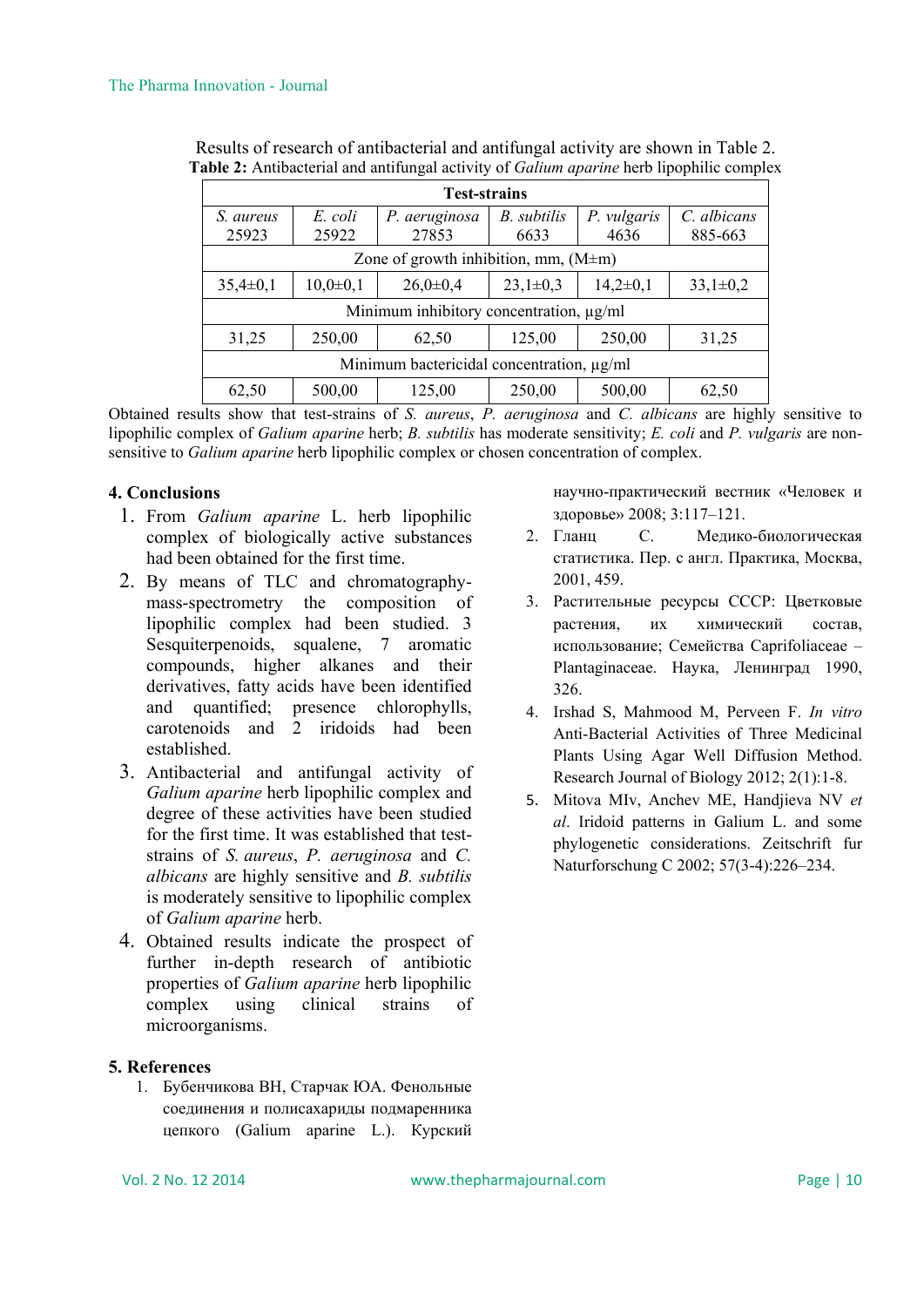Results of research of antibacterial and antifungal activity are shown in Table 2.

**Table 2:** Antibacterial and antifungal activity of *Galium aparine* herb lipophilic complex

| Test-strains | | | | | |
|---|---|---|---|---|---|
| *S. aureus* 25923 | *E. coli* 25922 | *P. aeruginosa* 27853 | *B. subtilis* 6633 | *P. vulgaris* 4636 | *C. albicans* 885-663 |
| Zone of growth inhibition, mm, (M±m) | | | | | |
| 35,4±0,1 | 10,0±0,1 | 26,0±0,4 | 23,1±0,3 | 14,2±0,1 | 33,1±0,2 |
| Minimum inhibitory concentration, μg/ml | | | | | |
| 31,25 | 250,00 | 62,50 | 125,00 | 250,00 | 31,25 |
| Minimum bactericidal concentration, μg/ml | | | | | |
| 62,50 | 500,00 | 125,00 | 250,00 | 500,00 | 62,50 |

Obtained results show that test-strains of *S. aureus*, *P. aeruginosa* and *C. albicans* are highly sensitive to lipophilic complex of *Galium aparine* herb; *B. subtilis* has moderate sensitivity; *E. coli* and *P. vulgaris* are non-sensitive to *Galium aparine* herb lipophilic complex or chosen concentration of complex.

## 4. Conclusions

1. From *Galium aparine* L. herb lipophilic complex of biologically active substances had been obtained for the first time.
2. By means of TLC and chromatography-mass-spectrometry the composition of lipophilic complex had been studied. 3 Sesquiterpenoids, squalene, 7 aromatic compounds, higher alkanes and their derivatives, fatty acids have been identified and quantified; presence chlorophylls, carotenoids and 2 iridoids had been established.
3. Antibacterial and antifungal activity of *Galium aparine* herb lipophilic complex and degree of these activities have been studied for the first time. It was established that test-strains of *S. aureus*, *P. aeruginosa* and *C. albicans* are highly sensitive and *B. subtilis* is moderately sensitive to lipophilic complex of *Galium aparine* herb.
4. Obtained results indicate the prospect of further in-depth research of antibiotic properties of *Galium aparine* herb lipophilic complex using clinical strains of microorganisms.

## 5. References

1. Бубенчикова ВН, Старчак ЮА. Фенольные соединения и полисахариды подмаренника цепкого (Galium aparine L.). Курский научно-практический вестник «Человек и здоровье» 2008; 3:117–121.
2. Гланц С. Медико-биологическая статистика. Пер. с англ. Практика, Москва, 2001, 459.
3. Растительные ресурсы СССР: Цветковые растения, их химический состав, использование; Семейства Caprifoliaceae – Plantaginaceae. Наука, Ленинград 1990, 326.
4. Irshad S, Mahmood M, Perveen F. *In vitro* Anti-Bacterial Activities of Three Medicinal Plants Using Agar Well Diffusion Method. Research Journal of Biology 2012; 2(1):1-8.
5. Mitova MIv, Anchev ME, Handjieva NV *et al*. Iridoid patterns in Galium L. and some phylogenetic considerations. Zeitschrift fur Naturforschung C 2002; 57(3-4):226–234.